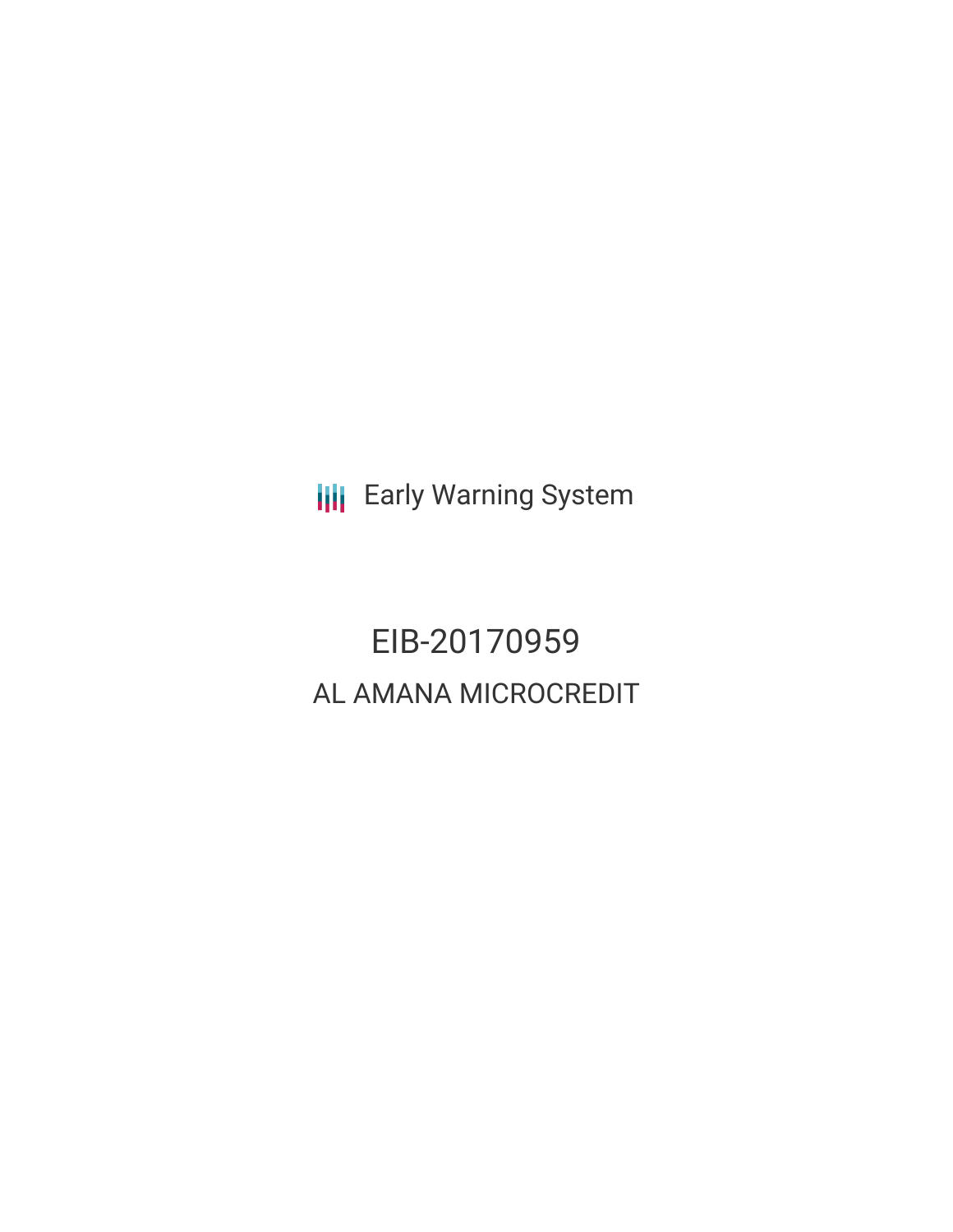Early Warning System

# EIB-20170959

## AL AMANA MICROCREDIT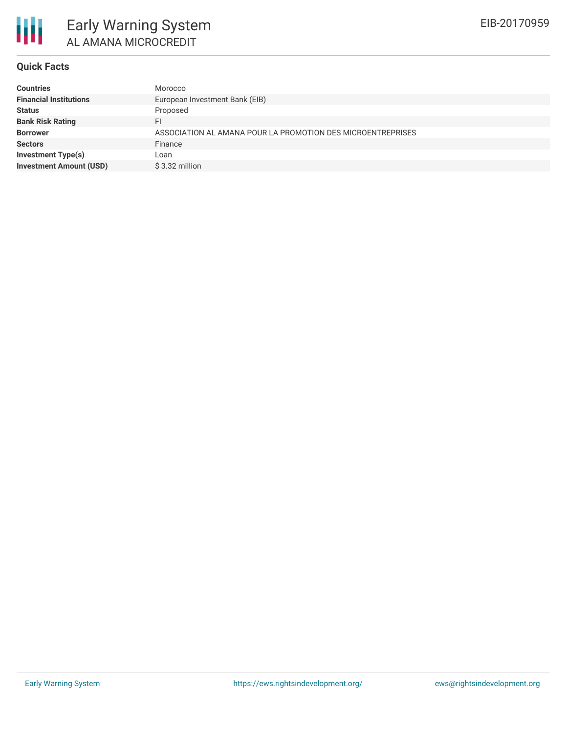# Early Warning System

## AL AMANA MICROCREDIT

EIB-20170959

### Quick Facts

| | |
|---|---|
| **Countries** | Morocco |
| **Financial Institutions** | European Investment Bank (EIB) |
| **Status** | Proposed |
| **Bank Risk Rating** | FI |
| **Borrower** | ASSOCIATION AL AMANA POUR LA PROMOTION DES MICROENTREPRISES |
| **Sectors** | Finance |
| **Investment Type(s)** | Loan |
| **Investment Amount (USD)** | $ 3.32 million |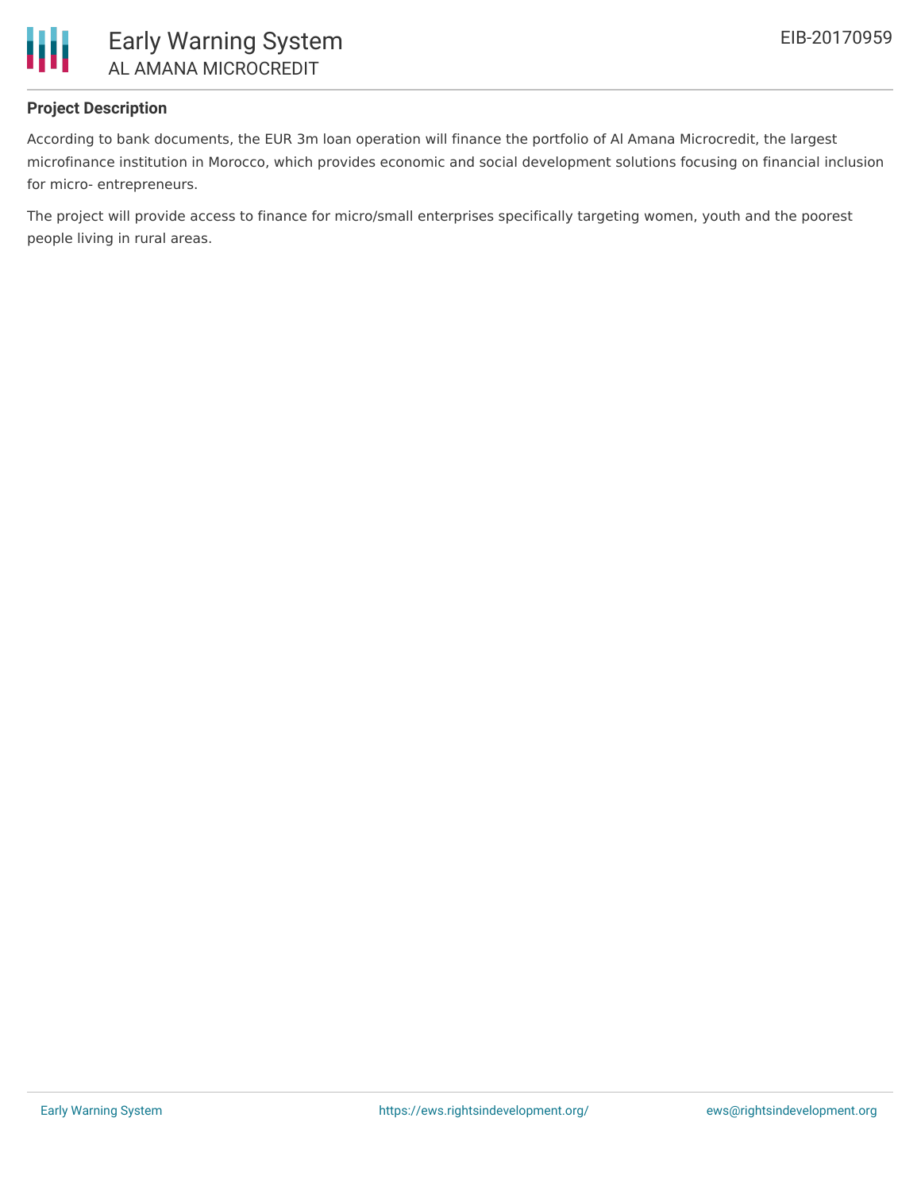### Project Description

According to bank documents, the EUR 3m loan operation will finance the portfolio of Al Amana Microcredit, the largest microfinance institution in Morocco, which provides economic and social development solutions focusing on financial inclusion for micro- entrepreneurs.

The project will provide access to finance for micro/small enterprises specifically targeting women, youth and the poorest people living in rural areas.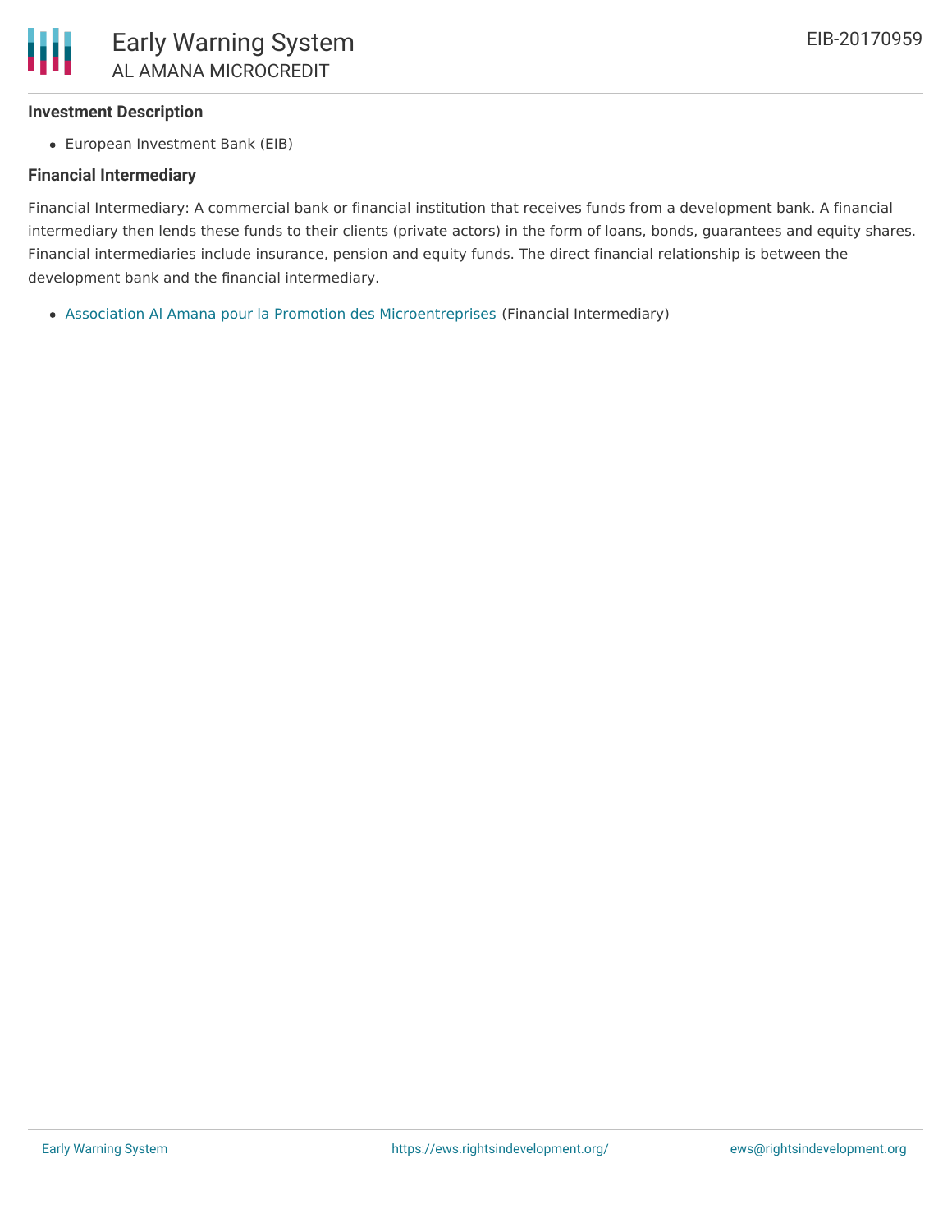### Investment Description

- European Investment Bank (EIB)

### Financial Intermediary

Financial Intermediary: A commercial bank or financial institution that receives funds from a development bank. A financial intermediary then lends these funds to their clients (private actors) in the form of loans, bonds, guarantees and equity shares. Financial intermediaries include insurance, pension and equity funds. The direct financial relationship is between the development bank and the financial intermediary.

- Association Al Amana pour la Promotion des Microentreprises (Financial Intermediary)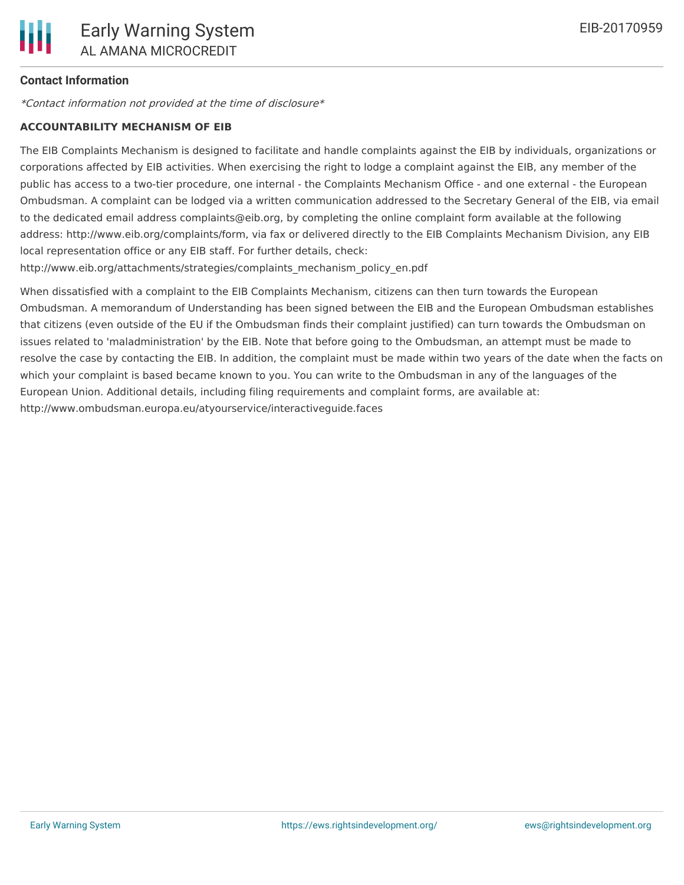**Contact Information**

*\*Contact information not provided at the time of disclosure\**

**ACCOUNTABILITY MECHANISM OF EIB**

The EIB Complaints Mechanism is designed to facilitate and handle complaints against the EIB by individuals, organizations or corporations affected by EIB activities. When exercising the right to lodge a complaint against the EIB, any member of the public has access to a two-tier procedure, one internal - the Complaints Mechanism Office - and one external - the European Ombudsman. A complaint can be lodged via a written communication addressed to the Secretary General of the EIB, via email to the dedicated email address complaints@eib.org, by completing the online complaint form available at the following address: http://www.eib.org/complaints/form, via fax or delivered directly to the EIB Complaints Mechanism Division, any EIB local representation office or any EIB staff. For further details, check: http://www.eib.org/attachments/strategies/complaints_mechanism_policy_en.pdf

When dissatisfied with a complaint to the EIB Complaints Mechanism, citizens can then turn towards the European Ombudsman. A memorandum of Understanding has been signed between the EIB and the European Ombudsman establishes that citizens (even outside of the EU if the Ombudsman finds their complaint justified) can turn towards the Ombudsman on issues related to 'maladministration' by the EIB. Note that before going to the Ombudsman, an attempt must be made to resolve the case by contacting the EIB. In addition, the complaint must be made within two years of the date when the facts on which your complaint is based became known to you. You can write to the Ombudsman in any of the languages of the European Union. Additional details, including filing requirements and complaint forms, are available at: http://www.ombudsman.europa.eu/atyourservice/interactiveguide.faces